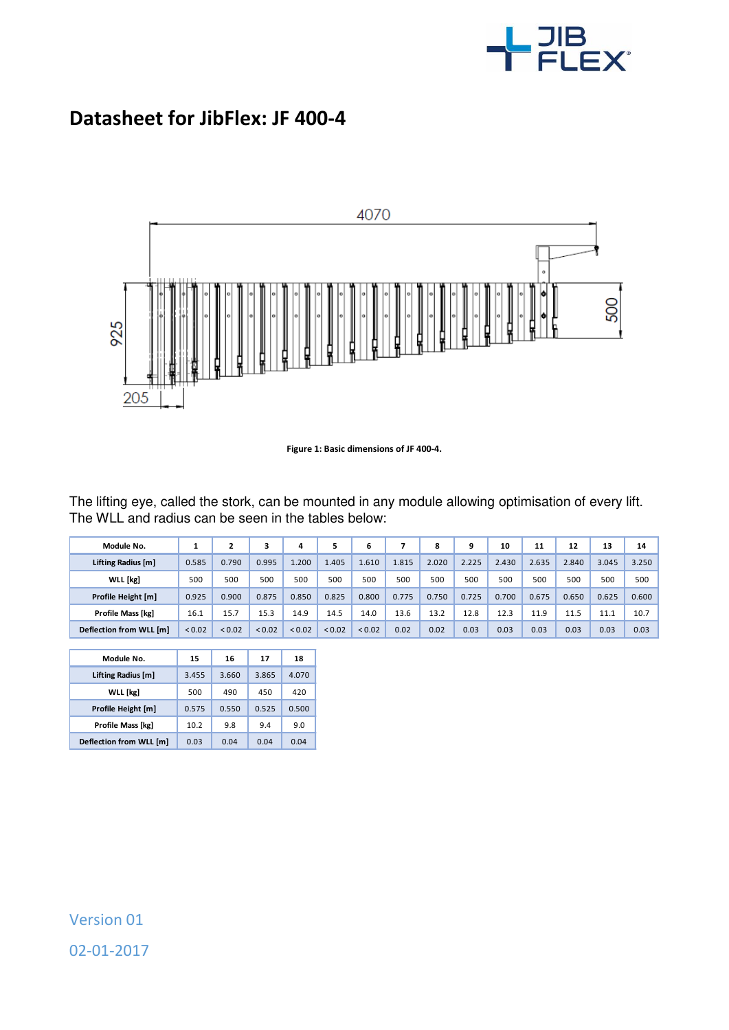# Datasheet for JibFlex: JF 400-4

Figure 1: Basic dimensions of JF 400-4.

The lifting eye, called the stork, can be mounted in any module allowing optimisation of every lift. The WLL and radius can be seen in the tables below:

| Module No. | 1 | 2 | 3 | 4 | 5 | 6 | 7 | 8 | 9 | 10 | 11 | 12 | 13 | 14 |
|---|---|---|---|---|---|---|---|---|---|---|---|---|---|---|
| Lifting Radius [m] | 0.585 | 0.790 | 0.995 | 1.200 | 1.405 | 1.610 | 1.815 | 2.020 | 2.225 | 2.430 | 2.635 | 2.840 | 3.045 | 3.250 |
| WLL [kg] | 500 | 500 | 500 | 500 | 500 | 500 | 500 | 500 | 500 | 500 | 500 | 500 | 500 | 500 |
| Profile Height [m] | 0.925 | 0.900 | 0.875 | 0.850 | 0.825 | 0.800 | 0.775 | 0.750 | 0.725 | 0.700 | 0.675 | 0.650 | 0.625 | 0.600 |
| Profile Mass [kg] | 16.1 | 15.7 | 15.3 | 14.9 | 14.5 | 14.0 | 13.6 | 13.2 | 12.8 | 12.3 | 11.9 | 11.5 | 11.1 | 10.7 |
| Deflection from WLL [m] | < 0.02 | < 0.02 | < 0.02 | < 0.02 | < 0.02 | < 0.02 | 0.02 | 0.02 | 0.03 | 0.03 | 0.03 | 0.03 | 0.03 | 0.03 |

| Module No. | 15 | 16 | 17 | 18 |
|---|---|---|---|---|
| Lifting Radius [m] | 3.455 | 3.660 | 3.865 | 4.070 |
| WLL [kg] | 500 | 490 | 450 | 420 |
| Profile Height [m] | 0.575 | 0.550 | 0.525 | 0.500 |
| Profile Mass [kg] | 10.2 | 9.8 | 9.4 | 9.0 |
| Deflection from WLL [m] | 0.03 | 0.04 | 0.04 | 0.04 |

Version 01

02-01-2017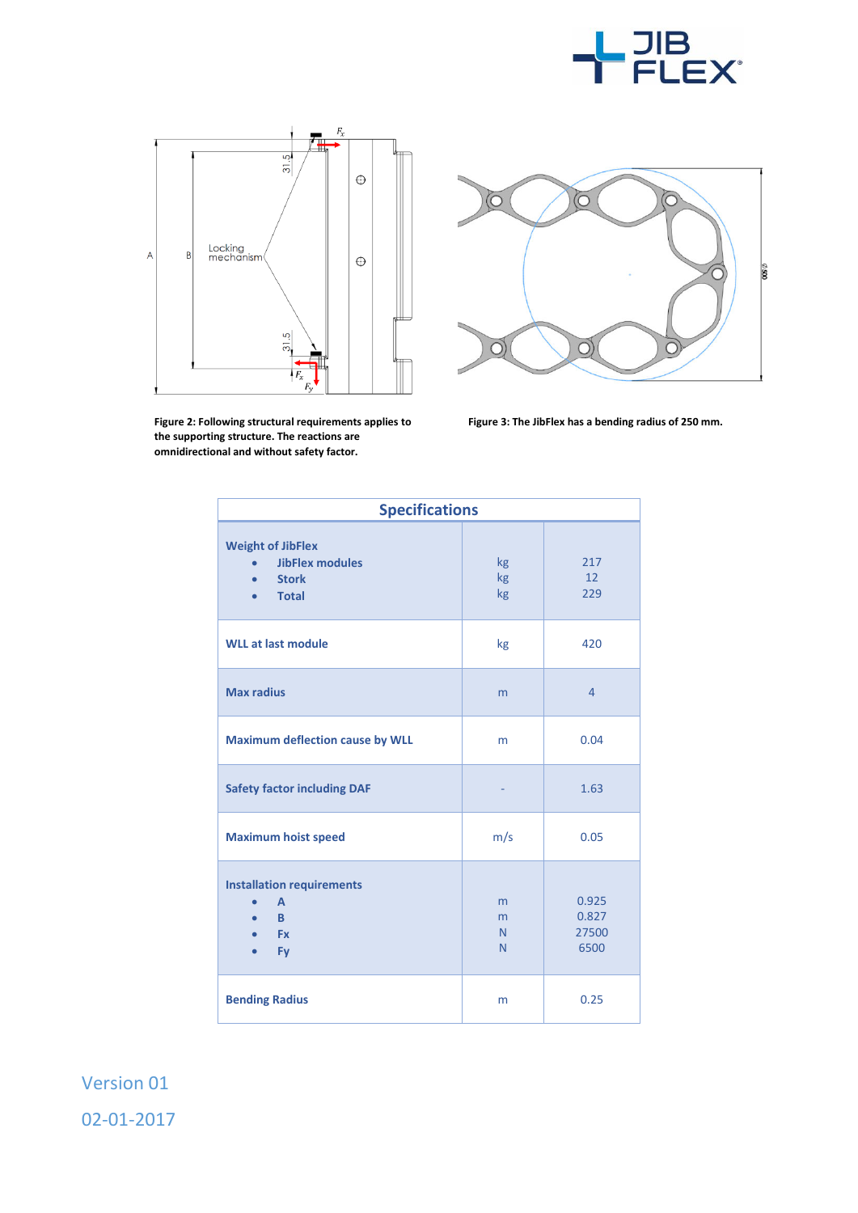Figure 2: Following structural requirements applies to the supporting structure. The reactions are omnidirectional and without safety factor.

Figure 3: The JibFlex has a bending radius of 250 mm.

| Specifications | | |
|---|---|---|
| **Weight of JibFlex**<br>• JibFlex modules<br>• Stork<br>• Total | <br>kg<br>kg<br>kg | <br>217<br>12<br>229 |
| **WLL at last module** | kg | 420 |
| **Max radius** | m | 4 |
| **Maximum deflection cause by WLL** | m | 0.04 |
| **Safety factor including DAF** | - | 1.63 |
| **Maximum hoist speed** | m/s | 0.05 |
| **Installation requirements**<br>• A<br>• B<br>• Fx<br>• Fy | <br>m<br>m<br>N<br>N | <br>0.925<br>0.827<br>27500<br>6500 |
| **Bending Radius** | m | 0.25 |

Version 01

02-01-2017